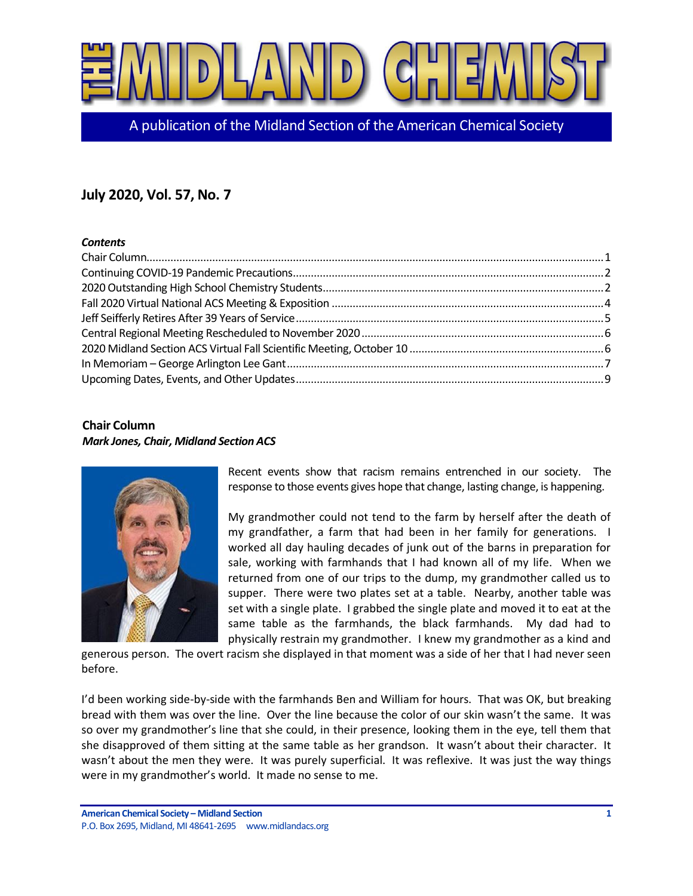# THE MIDLAND CHEMIST

A publication of the Midland Section of the American Chemical Society

## July 2020, Vol. 57, No. 7

***Contents***

- Chair Column ... 1
- Continuing COVID-19 Pandemic Precautions ... 2
- 2020 Outstanding High School Chemistry Students ... 2
- Fall 2020 Virtual National ACS Meeting & Exposition ... 4
- Jeff Seifferly Retires After 39 Years of Service ... 5
- Central Regional Meeting Rescheduled to November 2020 ... 6
- 2020 Midland Section ACS Virtual Fall Scientific Meeting, October 10 ... 6
- In Memoriam – George Arlington Lee Gant ... 7
- Upcoming Dates, Events, and Other Updates ... 9

## Chair Column

***Mark Jones, Chair, Midland Section ACS***

Recent events show that racism remains entrenched in our society. The response to those events gives hope that change, lasting change, is happening.

My grandmother could not tend to the farm by herself after the death of my grandfather, a farm that had been in her family for generations. I worked all day hauling decades of junk out of the barns in preparation for sale, working with farmhands that I had known all of my life. When we returned from one of our trips to the dump, my grandmother called us to supper. There were two plates set at a table. Nearby, another table was set with a single plate. I grabbed the single plate and moved it to eat at the same table as the farmhands, the black farmhands. My dad had to physically restrain my grandmother. I knew my grandmother as a kind and generous person. The overt racism she displayed in that moment was a side of her that I had never seen before.

I'd been working side-by-side with the farmhands Ben and William for hours. That was OK, but breaking bread with them was over the line. Over the line because the color of our skin wasn't the same. It was so over my grandmother's line that she could, in their presence, looking them in the eye, tell them that she disapproved of them sitting at the same table as her grandson. It wasn't about their character. It wasn't about the men they were. It was purely superficial. It was reflexive. It was just the way things were in my grandmother's world. It made no sense to me.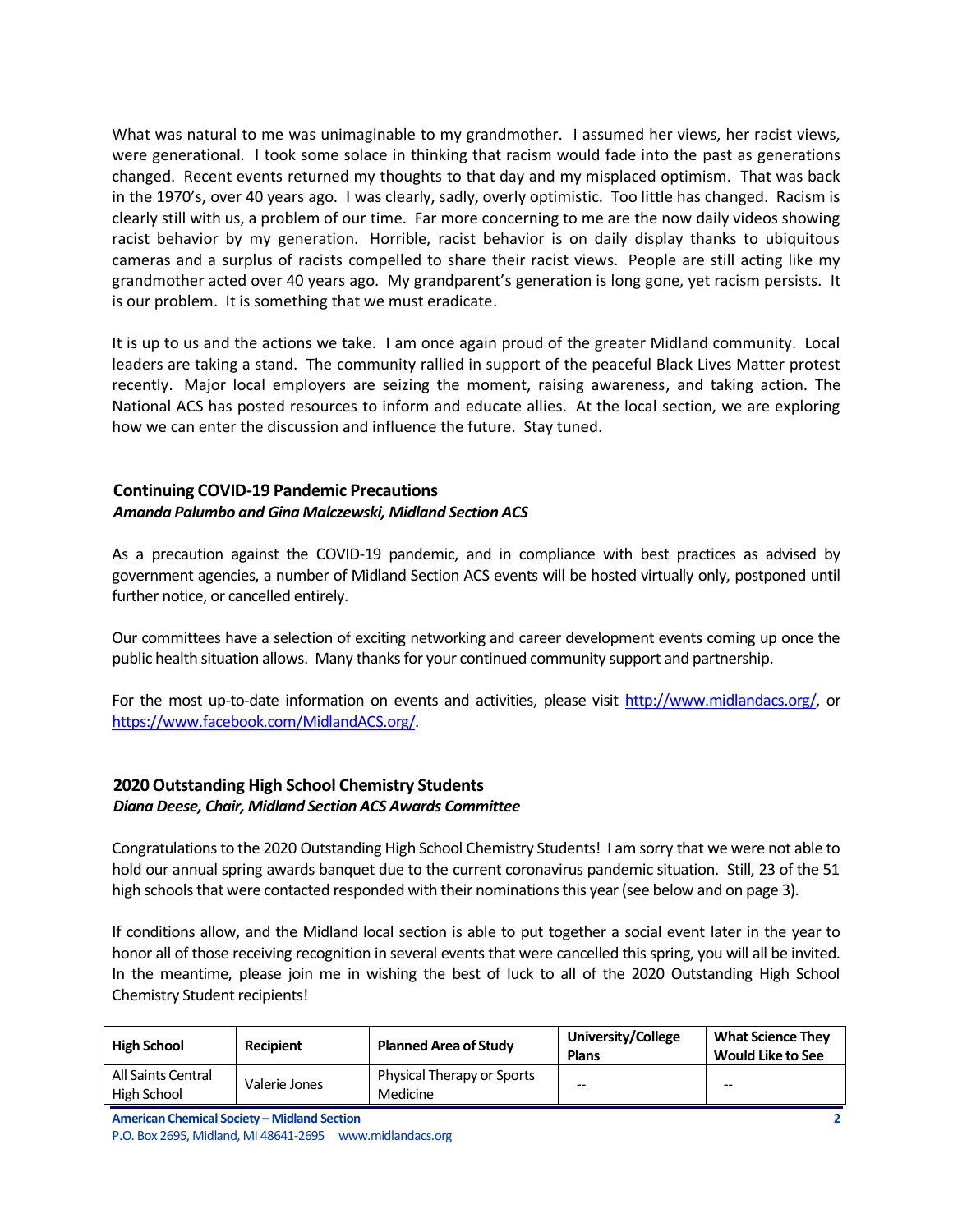What was natural to me was unimaginable to my grandmother. I assumed her views, her racist views, were generational. I took some solace in thinking that racism would fade into the past as generations changed. Recent events returned my thoughts to that day and my misplaced optimism. That was back in the 1970's, over 40 years ago. I was clearly, sadly, overly optimistic. Too little has changed. Racism is clearly still with us, a problem of our time. Far more concerning to me are the now daily videos showing racist behavior by my generation. Horrible, racist behavior is on daily display thanks to ubiquitous cameras and a surplus of racists compelled to share their racist views. People are still acting like my grandmother acted over 40 years ago. My grandparent's generation is long gone, yet racism persists. It is our problem. It is something that we must eradicate.

It is up to us and the actions we take. I am once again proud of the greater Midland community. Local leaders are taking a stand. The community rallied in support of the peaceful Black Lives Matter protest recently. Major local employers are seizing the moment, raising awareness, and taking action. The National ACS has posted resources to inform and educate allies. At the local section, we are exploring how we can enter the discussion and influence the future. Stay tuned.

## Continuing COVID-19 Pandemic Precautions

***Amanda Palumbo and Gina Malczewski, Midland Section ACS***

As a precaution against the COVID-19 pandemic, and in compliance with best practices as advised by government agencies, a number of Midland Section ACS events will be hosted virtually only, postponed until further notice, or cancelled entirely.

Our committees have a selection of exciting networking and career development events coming up once the public health situation allows. Many thanks for your continued community support and partnership.

For the most up-to-date information on events and activities, please visit http://www.midlandacs.org/, or https://www.facebook.com/MidlandACS.org/.

## 2020 Outstanding High School Chemistry Students

***Diana Deese, Chair, Midland Section ACS Awards Committee***

Congratulations to the 2020 Outstanding High School Chemistry Students! I am sorry that we were not able to hold our annual spring awards banquet due to the current coronavirus pandemic situation. Still, 23 of the 51 high schools that were contacted responded with their nominations this year (see below and on page 3).

If conditions allow, and the Midland local section is able to put together a social event later in the year to honor all of those receiving recognition in several events that were cancelled this spring, you will all be invited. In the meantime, please join me in wishing the best of luck to all of the 2020 Outstanding High School Chemistry Student recipients!

| High School | Recipient | Planned Area of Study | University/College Plans | What Science They Would Like to See |
|---|---|---|---|---|
| All Saints Central High School | Valerie Jones | Physical Therapy or Sports Medicine | -- | -- |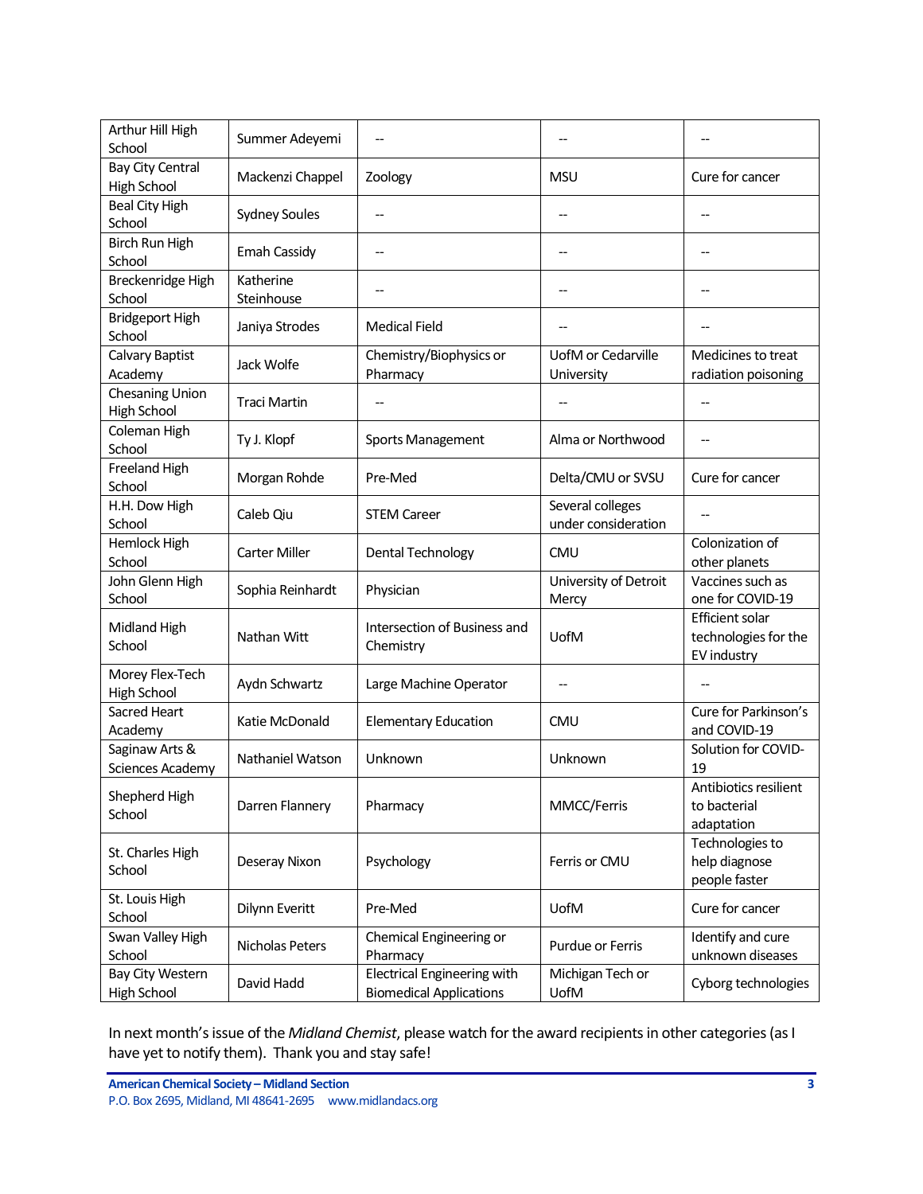| | | | | |
|---|---|---|---|---|
| Arthur Hill High School | Summer Adeyemi | -- | -- | -- |
| Bay City Central High School | Mackenzi Chappel | Zoology | MSU | Cure for cancer |
| Beal City High School | Sydney Soules | -- | -- | -- |
| Birch Run High School | Emah Cassidy | -- | -- | -- |
| Breckenridge High School | Katherine Steinhouse | -- | -- | -- |
| Bridgeport High School | Janiya Strodes | Medical Field | -- | -- |
| Calvary Baptist Academy | Jack Wolfe | Chemistry/Biophysics or Pharmacy | UofM or Cedarville University | Medicines to treat radiation poisoning |
| Chesaning Union High School | Traci Martin | -- | -- | -- |
| Coleman High School | Ty J. Klopf | Sports Management | Alma or Northwood | -- |
| Freeland High School | Morgan Rohde | Pre-Med | Delta/CMU or SVSU | Cure for cancer |
| H.H. Dow High School | Caleb Qiu | STEM Career | Several colleges under consideration | -- |
| Hemlock High School | Carter Miller | Dental Technology | CMU | Colonization of other planets |
| John Glenn High School | Sophia Reinhardt | Physician | University of Detroit Mercy | Vaccines such as one for COVID-19 |
| Midland High School | Nathan Witt | Intersection of Business and Chemistry | UofM | Efficient solar technologies for the EV industry |
| Morey Flex-Tech High School | Aydn Schwartz | Large Machine Operator | -- | -- |
| Sacred Heart Academy | Katie McDonald | Elementary Education | CMU | Cure for Parkinson's and COVID-19 |
| Saginaw Arts & Sciences Academy | Nathaniel Watson | Unknown | Unknown | Solution for COVID-19 |
| Shepherd High School | Darren Flannery | Pharmacy | MMCC/Ferris | Antibiotics resilient to bacterial adaptation |
| St. Charles High School | Deseray Nixon | Psychology | Ferris or CMU | Technologies to help diagnose people faster |
| St. Louis High School | Dilynn Everitt | Pre-Med | UofM | Cure for cancer |
| Swan Valley High School | Nicholas Peters | Chemical Engineering or Pharmacy | Purdue or Ferris | Identify and cure unknown diseases |
| Bay City Western High School | David Hadd | Electrical Engineering with Biomedical Applications | Michigan Tech or UofM | Cyborg technologies |

In next month's issue of the *Midland Chemist*, please watch for the award recipients in other categories (as I have yet to notify them). Thank you and stay safe!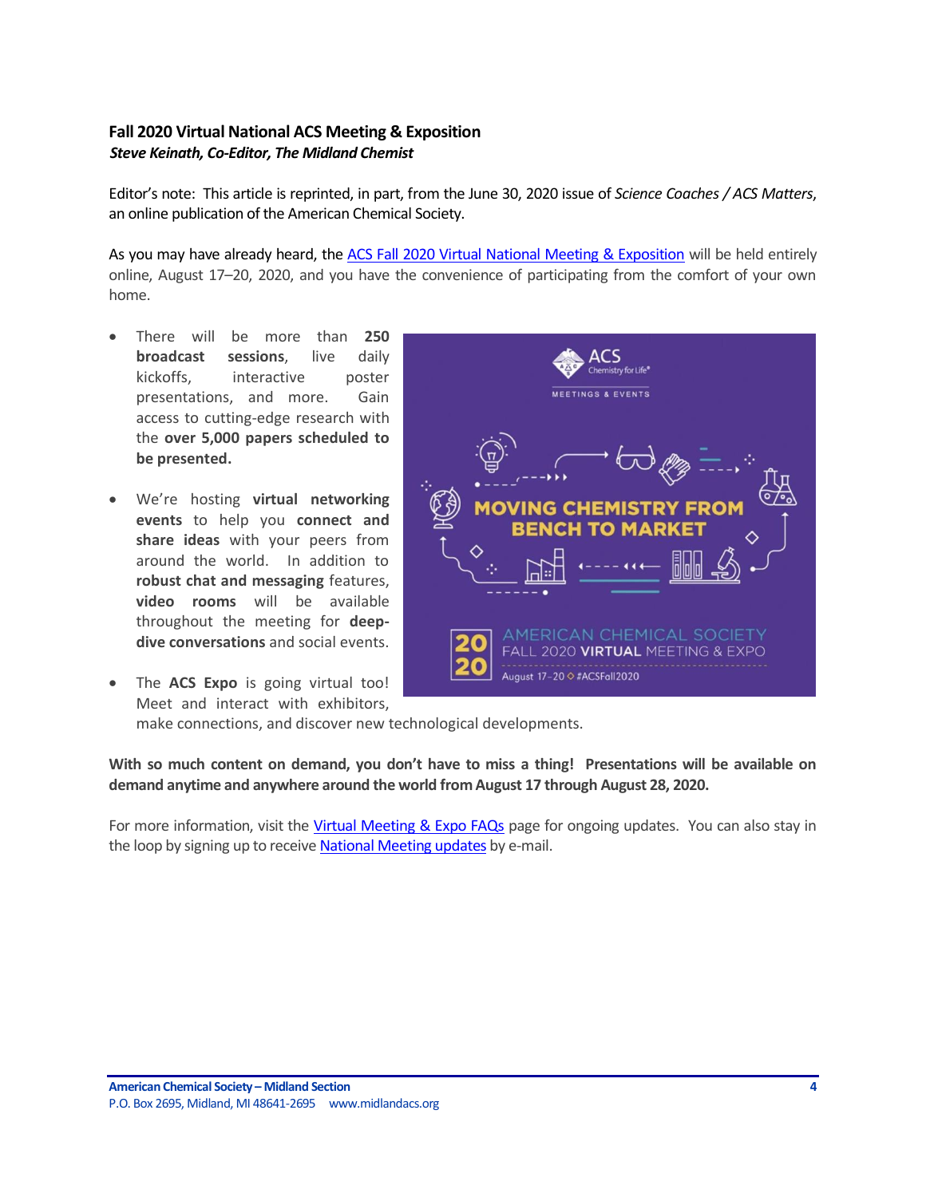## Fall 2020 Virtual National ACS Meeting & Exposition

***Steve Keinath, Co-Editor, The Midland Chemist***

Editor's note: This article is reprinted, in part, from the June 30, 2020 issue of *Science Coaches / ACS Matters*, an online publication of the American Chemical Society.

As you may have already heard, the ACS Fall 2020 Virtual National Meeting & Exposition will be held entirely online, August 17–20, 2020, and you have the convenience of participating from the comfort of your own home.

- There will be more than **250 broadcast sessions**, live daily kickoffs, interactive poster presentations, and more. Gain access to cutting-edge research with the **over 5,000 papers scheduled to be presented.**
- We're hosting **virtual networking events** to help you **connect and share ideas** with your peers from around the world. In addition to **robust chat and messaging** features, **video rooms** will be available throughout the meeting for **deep-dive conversations** and social events.
- The **ACS Expo** is going virtual too! Meet and interact with exhibitors, make connections, and discover new technological developments.

**With so much content on demand, you don't have to miss a thing! Presentations will be available on demand anytime and anywhere around the world from August 17 through August 28, 2020.**

For more information, visit the Virtual Meeting & Expo FAQs page for ongoing updates. You can also stay in the loop by signing up to receive National Meeting updates by e-mail.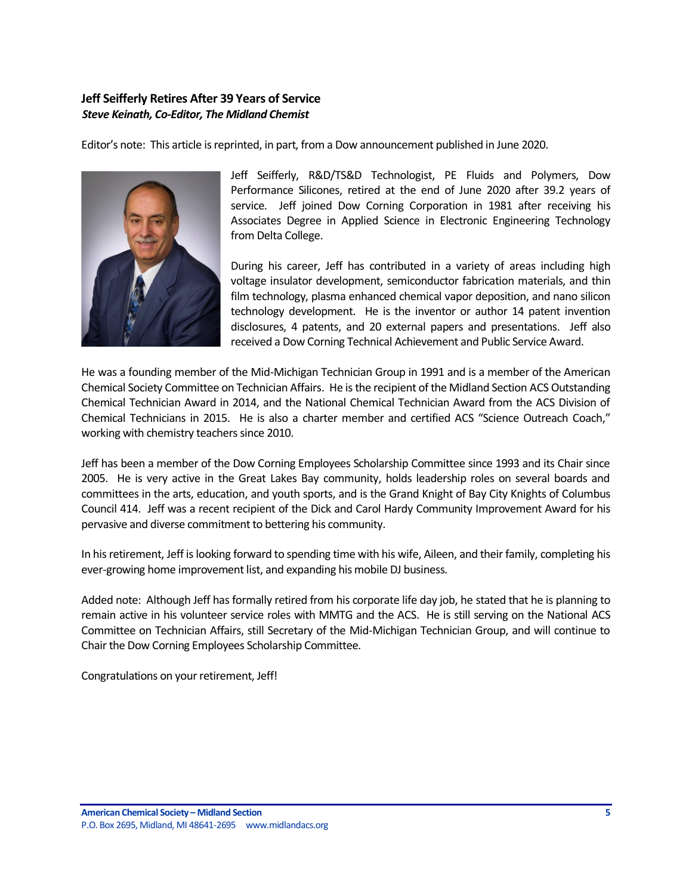### Jeff Seifferly Retires After 39 Years of Service

***Steve Keinath, Co-Editor, The Midland Chemist***

Editor's note: This article is reprinted, in part, from a Dow announcement published in June 2020.

Jeff Seifferly, R&D/TS&D Technologist, PE Fluids and Polymers, Dow Performance Silicones, retired at the end of June 2020 after 39.2 years of service. Jeff joined Dow Corning Corporation in 1981 after receiving his Associates Degree in Applied Science in Electronic Engineering Technology from Delta College.

During his career, Jeff has contributed in a variety of areas including high voltage insulator development, semiconductor fabrication materials, and thin film technology, plasma enhanced chemical vapor deposition, and nano silicon technology development. He is the inventor or author 14 patent invention disclosures, 4 patents, and 20 external papers and presentations. Jeff also received a Dow Corning Technical Achievement and Public Service Award.

He was a founding member of the Mid-Michigan Technician Group in 1991 and is a member of the American Chemical Society Committee on Technician Affairs. He is the recipient of the Midland Section ACS Outstanding Chemical Technician Award in 2014, and the National Chemical Technician Award from the ACS Division of Chemical Technicians in 2015. He is also a charter member and certified ACS "Science Outreach Coach," working with chemistry teachers since 2010.

Jeff has been a member of the Dow Corning Employees Scholarship Committee since 1993 and its Chair since 2005. He is very active in the Great Lakes Bay community, holds leadership roles on several boards and committees in the arts, education, and youth sports, and is the Grand Knight of Bay City Knights of Columbus Council 414. Jeff was a recent recipient of the Dick and Carol Hardy Community Improvement Award for his pervasive and diverse commitment to bettering his community.

In his retirement, Jeff is looking forward to spending time with his wife, Aileen, and their family, completing his ever-growing home improvement list, and expanding his mobile DJ business.

Added note: Although Jeff has formally retired from his corporate life day job, he stated that he is planning to remain active in his volunteer service roles with MMTG and the ACS. He is still serving on the National ACS Committee on Technician Affairs, still Secretary of the Mid-Michigan Technician Group, and will continue to Chair the Dow Corning Employees Scholarship Committee.

Congratulations on your retirement, Jeff!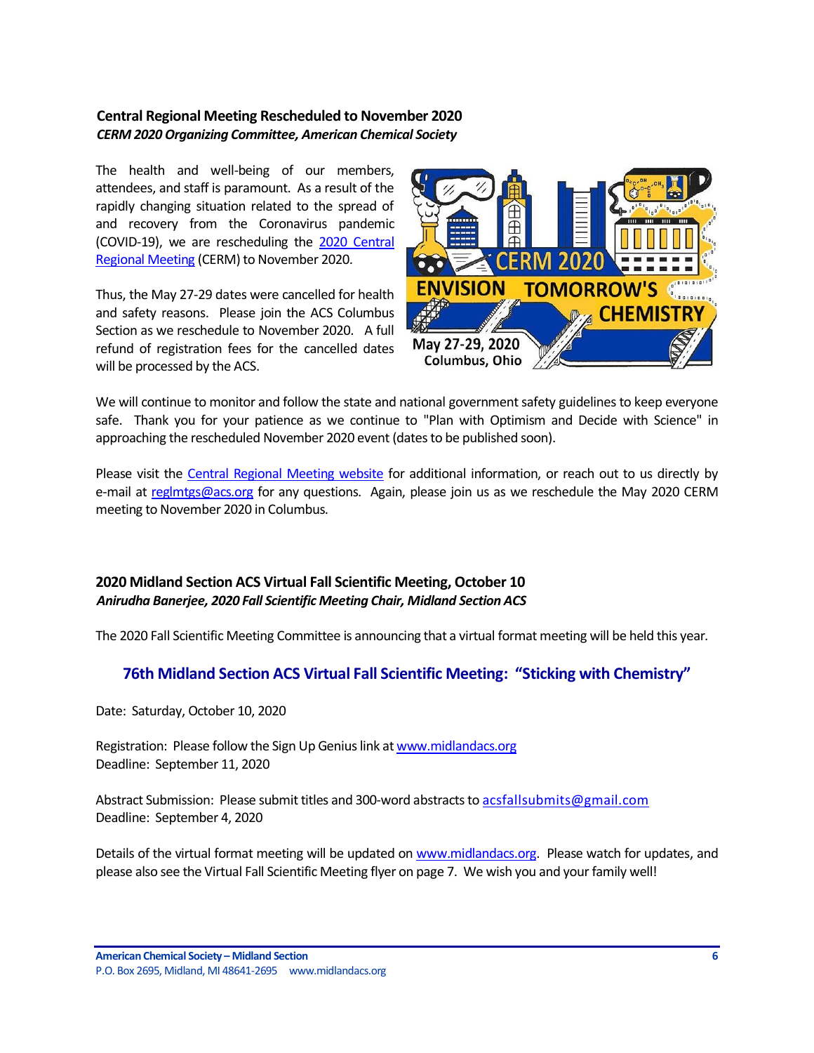### Central Regional Meeting Rescheduled to November 2020

***CERM 2020 Organizing Committee, American Chemical Society***

The health and well-being of our members, attendees, and staff is paramount. As a result of the rapidly changing situation related to the spread of and recovery from the Coronavirus pandemic (COVID-19), we are rescheduling the [2020 Central Regional Meeting](#) (CERM) to November 2020.

Thus, the May 27-29 dates were cancelled for health and safety reasons. Please join the ACS Columbus Section as we reschedule to November 2020. A full refund of registration fees for the cancelled dates will be processed by the ACS.

We will continue to monitor and follow the state and national government safety guidelines to keep everyone safe. Thank you for your patience as we continue to "Plan with Optimism and Decide with Science" in approaching the rescheduled November 2020 event (dates to be published soon).

Please visit the [Central Regional Meeting website](#) for additional information, or reach out to us directly by e-mail at [reglmtgs@acs.org](mailto:reglmtgs@acs.org) for any questions. Again, please join us as we reschedule the May 2020 CERM meeting to November 2020 in Columbus.

### 2020 Midland Section ACS Virtual Fall Scientific Meeting, October 10

***Anirudha Banerjee, 2020 Fall Scientific Meeting Chair, Midland Section ACS***

The 2020 Fall Scientific Meeting Committee is announcing that a virtual format meeting will be held this year.

## 76th Midland Section ACS Virtual Fall Scientific Meeting: "Sticking with Chemistry"

Date: Saturday, October 10, 2020

Registration: Please follow the Sign Up Genius link at [www.midlandacs.org](http://www.midlandacs.org)
Deadline: September 11, 2020

Abstract Submission: Please submit titles and 300-word abstracts to [acsfallsubmits@gmail.com](mailto:acsfallsubmits@gmail.com)
Deadline: September 4, 2020

Details of the virtual format meeting will be updated on [www.midlandacs.org](http://www.midlandacs.org). Please watch for updates, and please also see the Virtual Fall Scientific Meeting flyer on page 7. We wish you and your family well!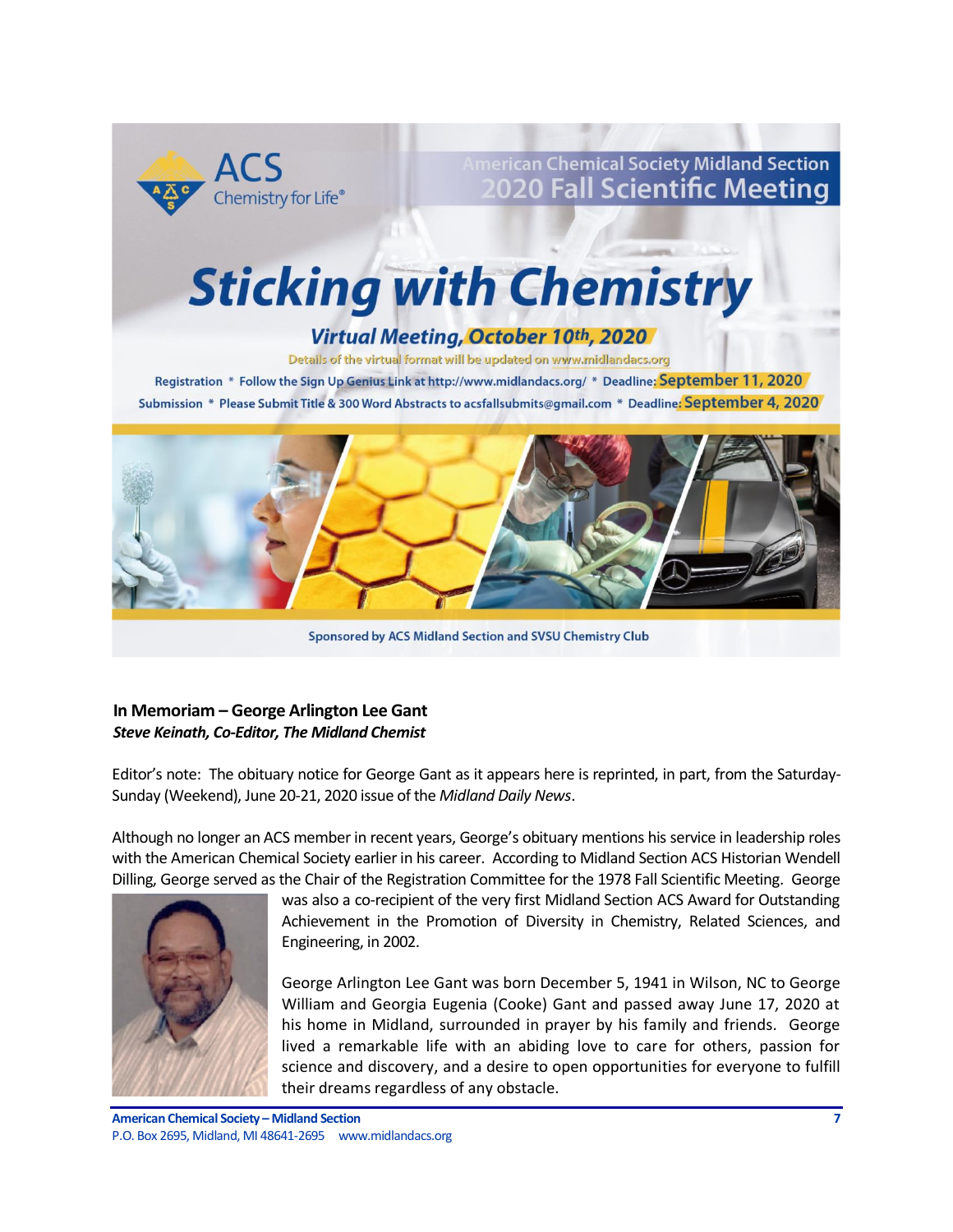American Chemical Society Midland Section
2020 Fall Scientific Meeting

# Sticking with Chemistry

## *Virtual Meeting, October 10th, 2020*

Details of the virtual format will be updated on www.midlandacs.org

Registration * Follow the Sign Up Genius Link at http://www.midlandacs.org/ * Deadline: September 11, 2020

Submission * Please Submit Title & 300 Word Abstracts to acsfallsubmits@gmail.com * Deadline: September 4, 2020

Sponsored by ACS Midland Section and SVSU Chemistry Club

### In Memoriam – George Arlington Lee Gant

***Steve Keinath, Co-Editor, The Midland Chemist***

Editor's note: The obituary notice for George Gant as it appears here is reprinted, in part, from the Saturday-Sunday (Weekend), June 20-21, 2020 issue of the *Midland Daily News*.

Although no longer an ACS member in recent years, George's obituary mentions his service in leadership roles with the American Chemical Society earlier in his career. According to Midland Section ACS Historian Wendell Dilling, George served as the Chair of the Registration Committee for the 1978 Fall Scientific Meeting. George was also a co-recipient of the very first Midland Section ACS Award for Outstanding Achievement in the Promotion of Diversity in Chemistry, Related Sciences, and Engineering, in 2002.

George Arlington Lee Gant was born December 5, 1941 in Wilson, NC to George William and Georgia Eugenia (Cooke) Gant and passed away June 17, 2020 at his home in Midland, surrounded in prayer by his family and friends. George lived a remarkable life with an abiding love to care for others, passion for science and discovery, and a desire to open opportunities for everyone to fulfill their dreams regardless of any obstacle.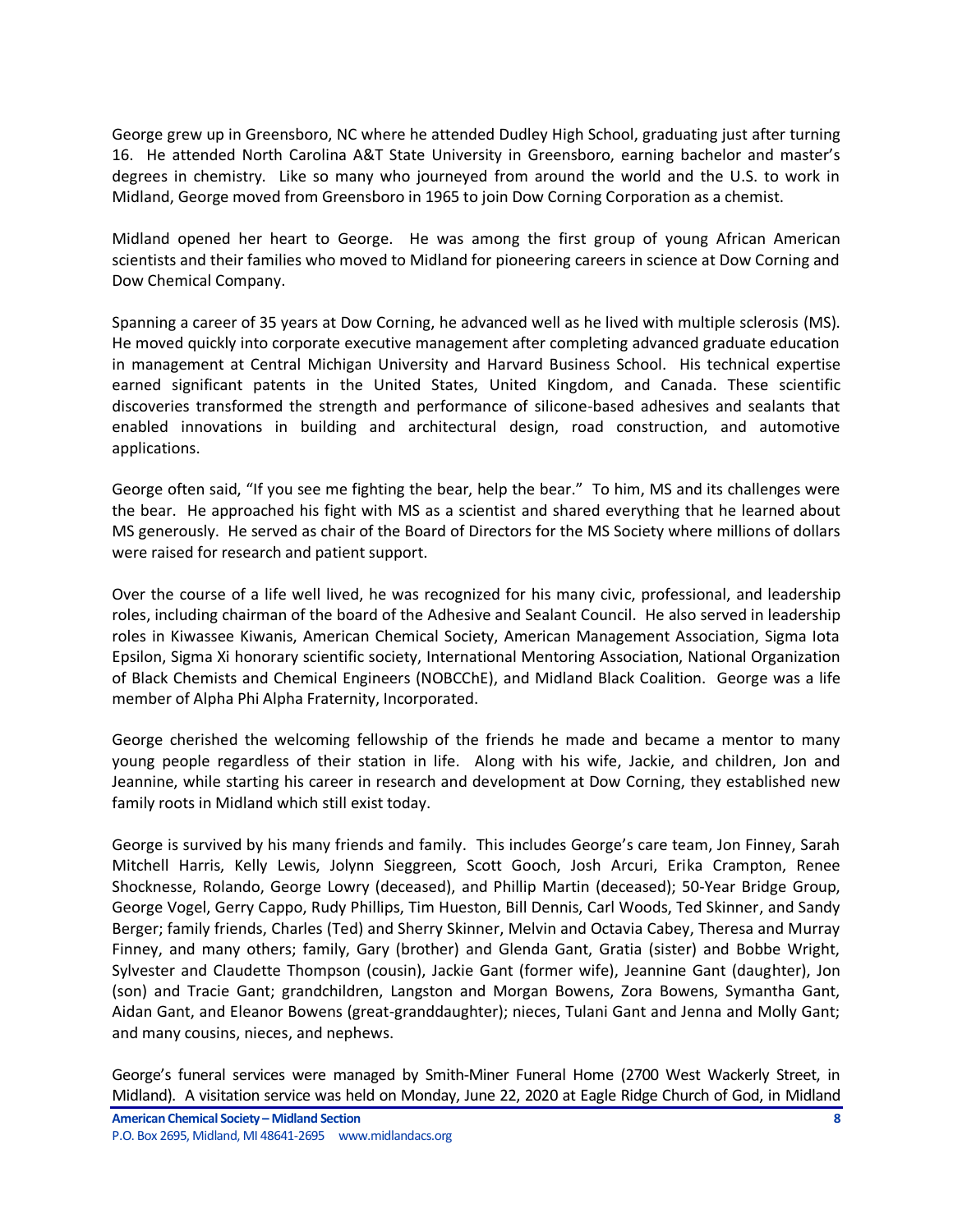George grew up in Greensboro, NC where he attended Dudley High School, graduating just after turning 16. He attended North Carolina A&T State University in Greensboro, earning bachelor and master's degrees in chemistry. Like so many who journeyed from around the world and the U.S. to work in Midland, George moved from Greensboro in 1965 to join Dow Corning Corporation as a chemist.

Midland opened her heart to George. He was among the first group of young African American scientists and their families who moved to Midland for pioneering careers in science at Dow Corning and Dow Chemical Company.

Spanning a career of 35 years at Dow Corning, he advanced well as he lived with multiple sclerosis (MS). He moved quickly into corporate executive management after completing advanced graduate education in management at Central Michigan University and Harvard Business School. His technical expertise earned significant patents in the United States, United Kingdom, and Canada. These scientific discoveries transformed the strength and performance of silicone-based adhesives and sealants that enabled innovations in building and architectural design, road construction, and automotive applications.

George often said, "If you see me fighting the bear, help the bear." To him, MS and its challenges were the bear. He approached his fight with MS as a scientist and shared everything that he learned about MS generously. He served as chair of the Board of Directors for the MS Society where millions of dollars were raised for research and patient support.

Over the course of a life well lived, he was recognized for his many civic, professional, and leadership roles, including chairman of the board of the Adhesive and Sealant Council. He also served in leadership roles in Kiwassee Kiwanis, American Chemical Society, American Management Association, Sigma Iota Epsilon, Sigma Xi honorary scientific society, International Mentoring Association, National Organization of Black Chemists and Chemical Engineers (NOBCChE), and Midland Black Coalition. George was a life member of Alpha Phi Alpha Fraternity, Incorporated.

George cherished the welcoming fellowship of the friends he made and became a mentor to many young people regardless of their station in life. Along with his wife, Jackie, and children, Jon and Jeannine, while starting his career in research and development at Dow Corning, they established new family roots in Midland which still exist today.

George is survived by his many friends and family. This includes George's care team, Jon Finney, Sarah Mitchell Harris, Kelly Lewis, Jolynn Sieggreen, Scott Gooch, Josh Arcuri, Erika Crampton, Renee Shocknesse, Rolando, George Lowry (deceased), and Phillip Martin (deceased); 50-Year Bridge Group, George Vogel, Gerry Cappo, Rudy Phillips, Tim Hueston, Bill Dennis, Carl Woods, Ted Skinner, and Sandy Berger; family friends, Charles (Ted) and Sherry Skinner, Melvin and Octavia Cabey, Theresa and Murray Finney, and many others; family, Gary (brother) and Glenda Gant, Gratia (sister) and Bobbe Wright, Sylvester and Claudette Thompson (cousin), Jackie Gant (former wife), Jeannine Gant (daughter), Jon (son) and Tracie Gant; grandchildren, Langston and Morgan Bowens, Zora Bowens, Symantha Gant, Aidan Gant, and Eleanor Bowens (great-granddaughter); nieces, Tulani Gant and Jenna and Molly Gant; and many cousins, nieces, and nephews.

George's funeral services were managed by Smith-Miner Funeral Home (2700 West Wackerly Street, in Midland). A visitation service was held on Monday, June 22, 2020 at Eagle Ridge Church of God, in Midland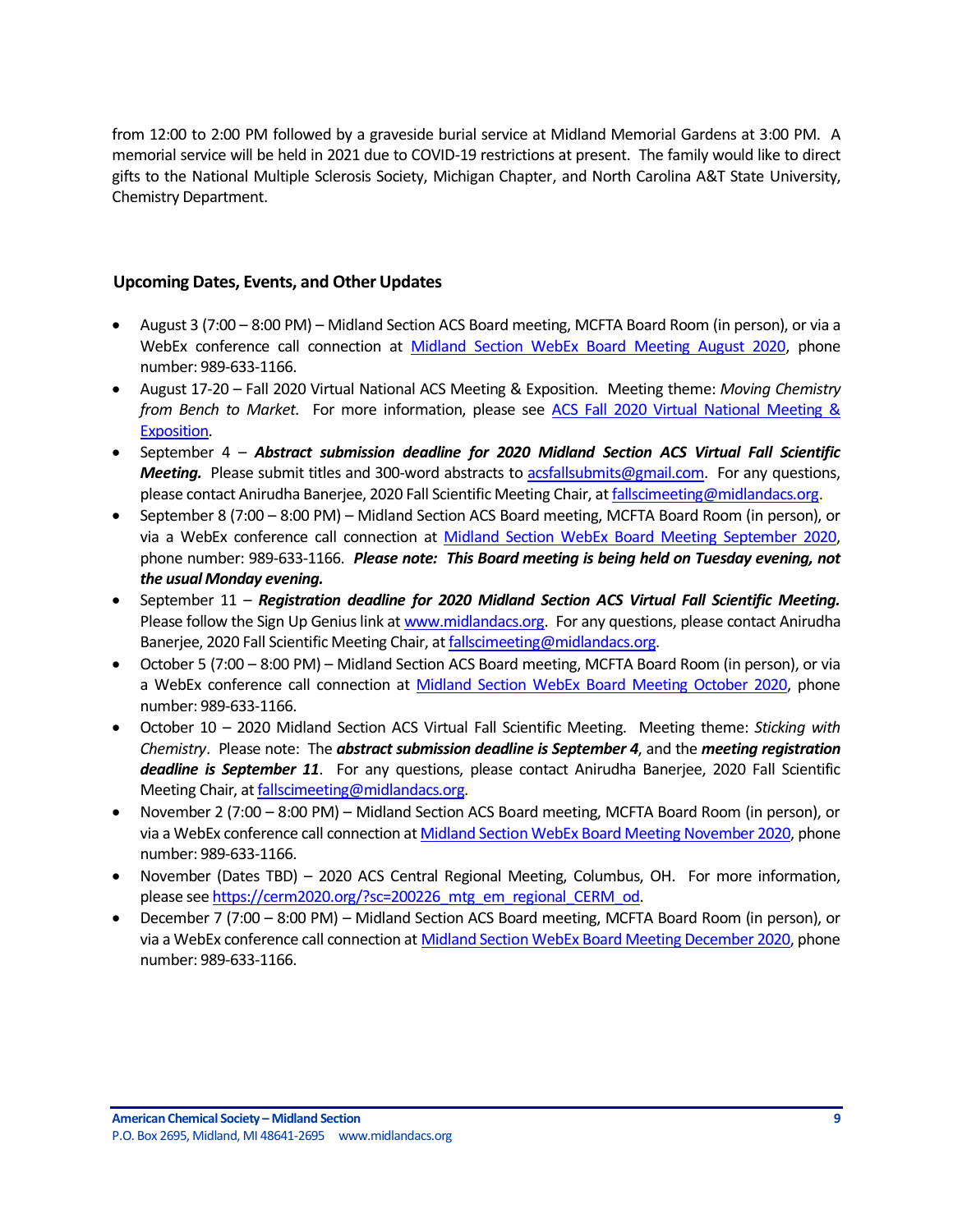from 12:00 to 2:00 PM followed by a graveside burial service at Midland Memorial Gardens at 3:00 PM. A memorial service will be held in 2021 due to COVID-19 restrictions at present. The family would like to direct gifts to the National Multiple Sclerosis Society, Michigan Chapter, and North Carolina A&T State University, Chemistry Department.

## Upcoming Dates, Events, and Other Updates

- August 3 (7:00 – 8:00 PM) – Midland Section ACS Board meeting, MCFTA Board Room (in person), or via a WebEx conference call connection at Midland Section WebEx Board Meeting August 2020, phone number: 989-633-1166.
- August 17-20 – Fall 2020 Virtual National ACS Meeting & Exposition. Meeting theme: *Moving Chemistry from Bench to Market*. For more information, please see ACS Fall 2020 Virtual National Meeting & Exposition.
- September 4 – ***Abstract submission deadline for 2020 Midland Section ACS Virtual Fall Scientific Meeting.*** Please submit titles and 300-word abstracts to acsfallsubmits@gmail.com. For any questions, please contact Anirudha Banerjee, 2020 Fall Scientific Meeting Chair, at fallscimeeting@midlandacs.org.
- September 8 (7:00 – 8:00 PM) – Midland Section ACS Board meeting, MCFTA Board Room (in person), or via a WebEx conference call connection at Midland Section WebEx Board Meeting September 2020, phone number: 989-633-1166. ***Please note: This Board meeting is being held on Tuesday evening, not the usual Monday evening.***
- September 11 – ***Registration deadline for 2020 Midland Section ACS Virtual Fall Scientific Meeting.*** Please follow the Sign Up Genius link at www.midlandacs.org. For any questions, please contact Anirudha Banerjee, 2020 Fall Scientific Meeting Chair, at fallscimeeting@midlandacs.org.
- October 5 (7:00 – 8:00 PM) – Midland Section ACS Board meeting, MCFTA Board Room (in person), or via a WebEx conference call connection at Midland Section WebEx Board Meeting October 2020, phone number: 989-633-1166.
- October 10 – 2020 Midland Section ACS Virtual Fall Scientific Meeting. Meeting theme: *Sticking with Chemistry*. Please note: The ***abstract submission deadline is September 4***, and the ***meeting registration deadline is September 11***. For any questions, please contact Anirudha Banerjee, 2020 Fall Scientific Meeting Chair, at fallscimeeting@midlandacs.org.
- November 2 (7:00 – 8:00 PM) – Midland Section ACS Board meeting, MCFTA Board Room (in person), or via a WebEx conference call connection at Midland Section WebEx Board Meeting November 2020, phone number: 989-633-1166.
- November (Dates TBD) – 2020 ACS Central Regional Meeting, Columbus, OH. For more information, please see https://cerm2020.org/?sc=200226_mtg_em_regional_CERM_od.
- December 7 (7:00 – 8:00 PM) – Midland Section ACS Board meeting, MCFTA Board Room (in person), or via a WebEx conference call connection at Midland Section WebEx Board Meeting December 2020, phone number: 989-633-1166.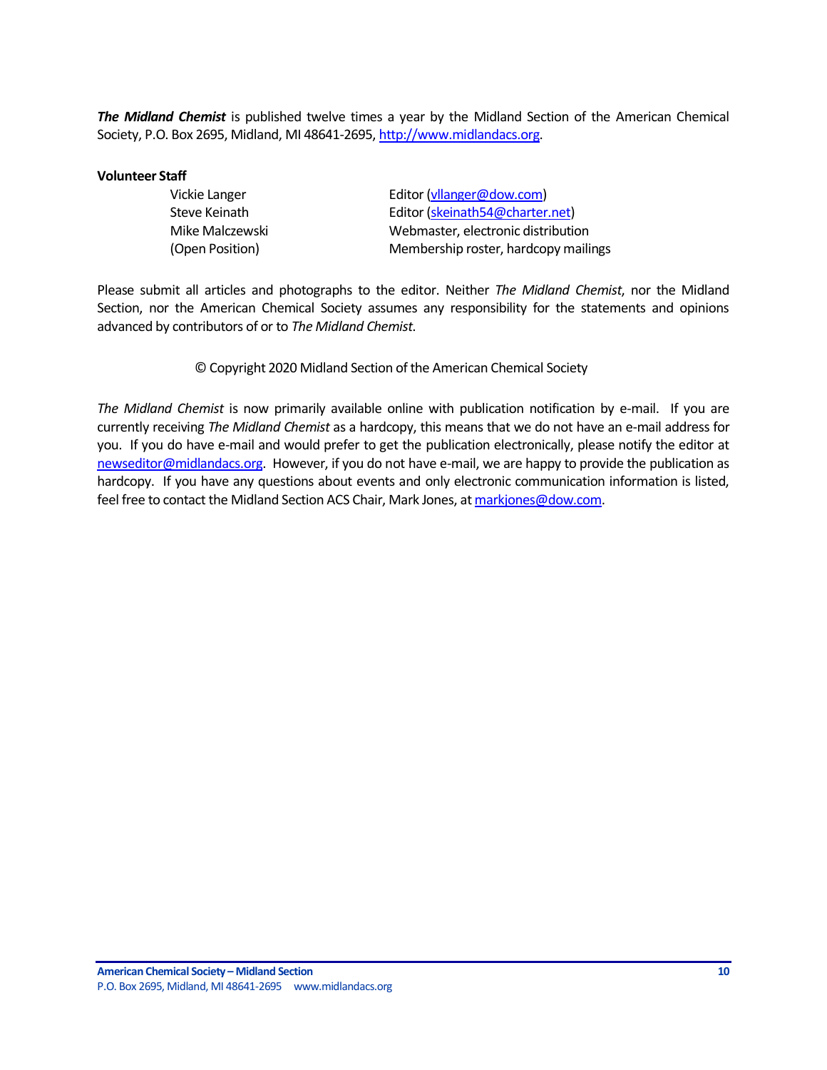***The Midland Chemist*** is published twelve times a year by the Midland Section of the American Chemical Society, P.O. Box 2695, Midland, MI 48641-2695, http://www.midlandacs.org.

**Volunteer Staff**

| | |
|---|---|
| Vickie Langer | Editor (vllanger@dow.com) |
| Steve Keinath | Editor (skeinath54@charter.net) |
| Mike Malczewski | Webmaster, electronic distribution |
| (Open Position) | Membership roster, hardcopy mailings |

Please submit all articles and photographs to the editor. Neither *The Midland Chemist*, nor the Midland Section, nor the American Chemical Society assumes any responsibility for the statements and opinions advanced by contributors of or to *The Midland Chemist*.

© Copyright 2020 Midland Section of the American Chemical Society

*The Midland Chemist* is now primarily available online with publication notification by e-mail. If you are currently receiving *The Midland Chemist* as a hardcopy, this means that we do not have an e-mail address for you. If you do have e-mail and would prefer to get the publication electronically, please notify the editor at newseditor@midlandacs.org. However, if you do not have e-mail, we are happy to provide the publication as hardcopy. If you have any questions about events and only electronic communication information is listed, feel free to contact the Midland Section ACS Chair, Mark Jones, at markjones@dow.com.